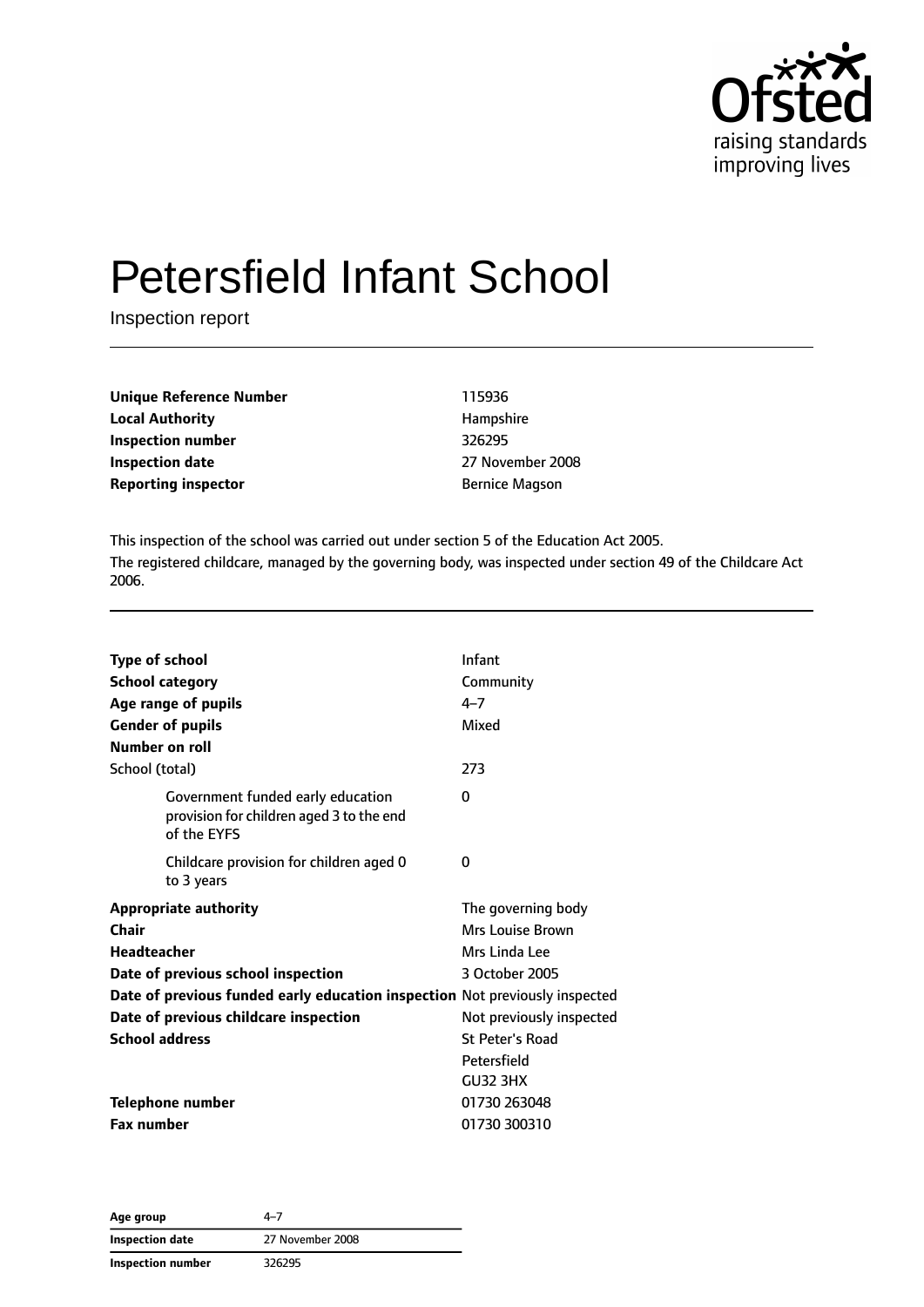# Petersfield Infant School

Inspection report

| | |
|---|---|
| **Unique Reference Number** | 115936 |
| **Local Authority** | Hampshire |
| **Inspection number** | 326295 |
| **Inspection date** | 27 November 2008 |
| **Reporting inspector** | Bernice Magson |

This inspection of the school was carried out under section 5 of the Education Act 2005.

The registered childcare, managed by the governing body, was inspected under section 49 of the Childcare Act 2006.

| | |
|---|---|
| **Type of school** | Infant |
| **School category** | Community |
| **Age range of pupils** | 4–7 |
| **Gender of pupils** | Mixed |
| **Number on roll** | |
| School (total) | 273 |
| Government funded early education provision for children aged 3 to the end of the EYFS | 0 |
| Childcare provision for children aged 0 to 3 years | 0 |
| **Appropriate authority** | The governing body |
| **Chair** | Mrs Louise Brown |
| **Headteacher** | Mrs Linda Lee |
| **Date of previous school inspection** | 3 October 2005 |
| **Date of previous funded early education inspection** | Not previously inspected |
| **Date of previous childcare inspection** | Not previously inspected |
| **School address** | St Peter's Road<br>Petersfield<br>GU32 3HX |
| **Telephone number** | 01730 263048 |
| **Fax number** | 01730 300310 |

| | |
|---|---|
| **Age group** | 4–7 |
| **Inspection date** | 27 November 2008 |
| **Inspection number** | 326295 |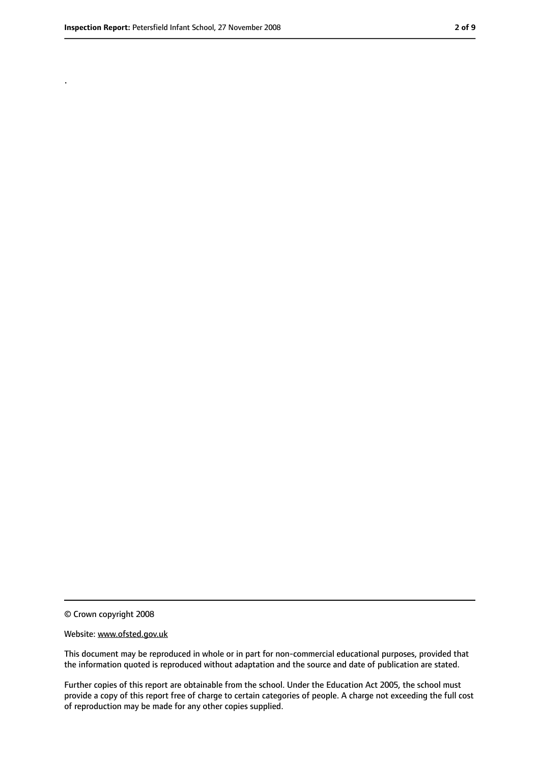.

© Crown copyright 2008

Website: www.ofsted.gov.uk

This document may be reproduced in whole or in part for non-commercial educational purposes, provided that the information quoted is reproduced without adaptation and the source and date of publication are stated.

Further copies of this report are obtainable from the school. Under the Education Act 2005, the school must provide a copy of this report free of charge to certain categories of people. A charge not exceeding the full cost of reproduction may be made for any other copies supplied.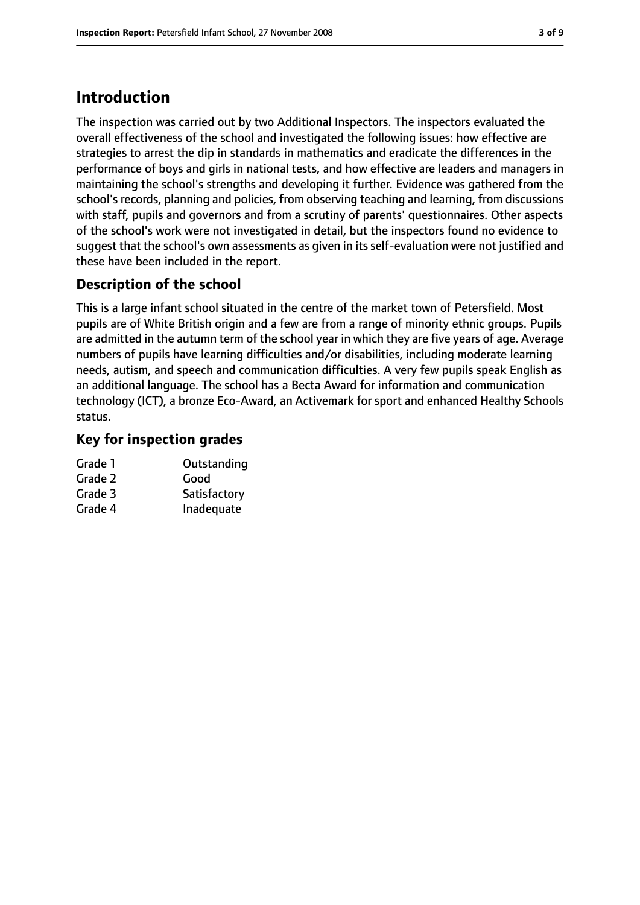# Introduction

The inspection was carried out by two Additional Inspectors. The inspectors evaluated the overall effectiveness of the school and investigated the following issues: how effective are strategies to arrest the dip in standards in mathematics and eradicate the differences in the performance of boys and girls in national tests, and how effective are leaders and managers in maintaining the school's strengths and developing it further. Evidence was gathered from the school's records, planning and policies, from observing teaching and learning, from discussions with staff, pupils and governors and from a scrutiny of parents' questionnaires. Other aspects of the school's work were not investigated in detail, but the inspectors found no evidence to suggest that the school's own assessments as given in its self-evaluation were not justified and these have been included in the report.

## Description of the school

This is a large infant school situated in the centre of the market town of Petersfield. Most pupils are of White British origin and a few are from a range of minority ethnic groups. Pupils are admitted in the autumn term of the school year in which they are five years of age. Average numbers of pupils have learning difficulties and/or disabilities, including moderate learning needs, autism, and speech and communication difficulties. A very few pupils speak English as an additional language. The school has a Becta Award for information and communication technology (ICT), a bronze Eco-Award, an Activemark for sport and enhanced Healthy Schools status.

## Key for inspection grades

| | |
|---|---|
| Grade 1 | Outstanding |
| Grade 2 | Good |
| Grade 3 | Satisfactory |
| Grade 4 | Inadequate |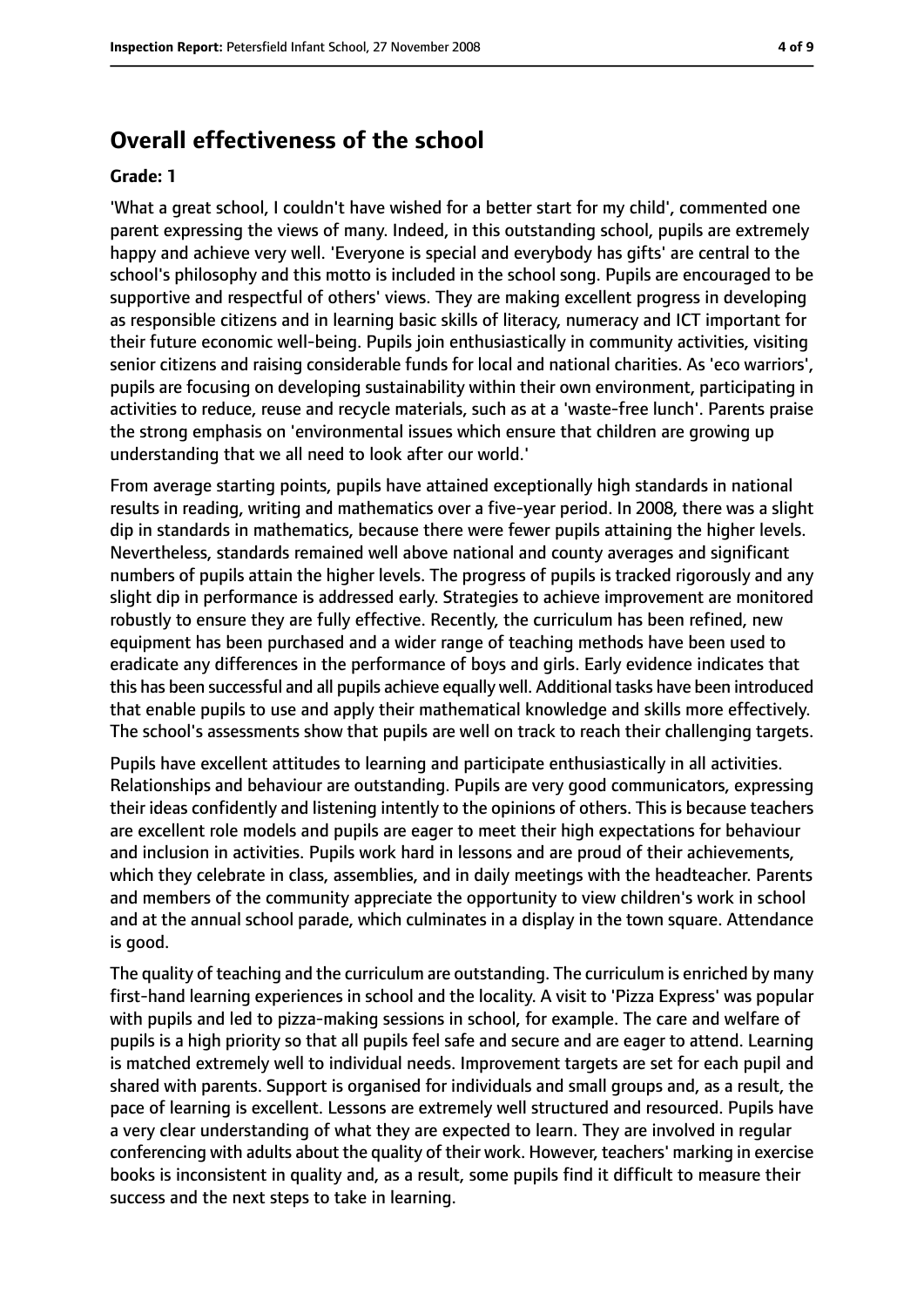## Overall effectiveness of the school

### Grade: 1

'What a great school, I couldn't have wished for a better start for my child', commented one parent expressing the views of many. Indeed, in this outstanding school, pupils are extremely happy and achieve very well. 'Everyone is special and everybody has gifts' are central to the school's philosophy and this motto is included in the school song. Pupils are encouraged to be supportive and respectful of others' views. They are making excellent progress in developing as responsible citizens and in learning basic skills of literacy, numeracy and ICT important for their future economic well-being. Pupils join enthusiastically in community activities, visiting senior citizens and raising considerable funds for local and national charities. As 'eco warriors', pupils are focusing on developing sustainability within their own environment, participating in activities to reduce, reuse and recycle materials, such as at a 'waste-free lunch'. Parents praise the strong emphasis on 'environmental issues which ensure that children are growing up understanding that we all need to look after our world.'

From average starting points, pupils have attained exceptionally high standards in national results in reading, writing and mathematics over a five-year period. In 2008, there was a slight dip in standards in mathematics, because there were fewer pupils attaining the higher levels. Nevertheless, standards remained well above national and county averages and significant numbers of pupils attain the higher levels. The progress of pupils is tracked rigorously and any slight dip in performance is addressed early. Strategies to achieve improvement are monitored robustly to ensure they are fully effective. Recently, the curriculum has been refined, new equipment has been purchased and a wider range of teaching methods have been used to eradicate any differences in the performance of boys and girls. Early evidence indicates that this has been successful and all pupils achieve equally well. Additional tasks have been introduced that enable pupils to use and apply their mathematical knowledge and skills more effectively. The school's assessments show that pupils are well on track to reach their challenging targets.

Pupils have excellent attitudes to learning and participate enthusiastically in all activities. Relationships and behaviour are outstanding. Pupils are very good communicators, expressing their ideas confidently and listening intently to the opinions of others. This is because teachers are excellent role models and pupils are eager to meet their high expectations for behaviour and inclusion in activities. Pupils work hard in lessons and are proud of their achievements, which they celebrate in class, assemblies, and in daily meetings with the headteacher. Parents and members of the community appreciate the opportunity to view children's work in school and at the annual school parade, which culminates in a display in the town square. Attendance is good.

The quality of teaching and the curriculum are outstanding. The curriculum is enriched by many first-hand learning experiences in school and the locality. A visit to 'Pizza Express' was popular with pupils and led to pizza-making sessions in school, for example. The care and welfare of pupils is a high priority so that all pupils feel safe and secure and are eager to attend. Learning is matched extremely well to individual needs. Improvement targets are set for each pupil and shared with parents. Support is organised for individuals and small groups and, as a result, the pace of learning is excellent. Lessons are extremely well structured and resourced. Pupils have a very clear understanding of what they are expected to learn. They are involved in regular conferencing with adults about the quality of their work. However, teachers' marking in exercise books is inconsistent in quality and, as a result, some pupils find it difficult to measure their success and the next steps to take in learning.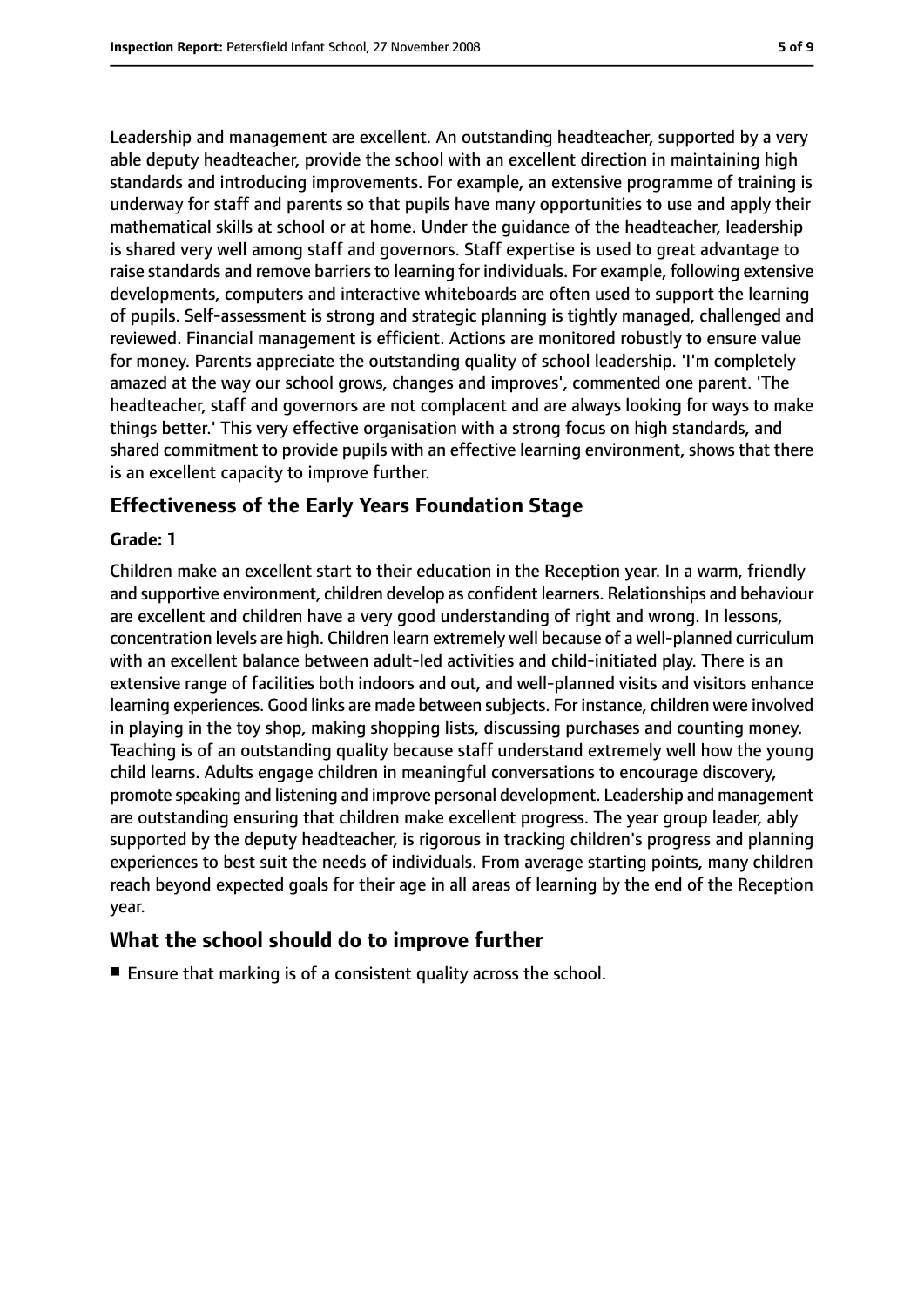Leadership and management are excellent. An outstanding headteacher, supported by a very able deputy headteacher, provide the school with an excellent direction in maintaining high standards and introducing improvements. For example, an extensive programme of training is underway for staff and parents so that pupils have many opportunities to use and apply their mathematical skills at school or at home. Under the guidance of the headteacher, leadership is shared very well among staff and governors. Staff expertise is used to great advantage to raise standards and remove barriers to learning for individuals. For example, following extensive developments, computers and interactive whiteboards are often used to support the learning of pupils. Self-assessment is strong and strategic planning is tightly managed, challenged and reviewed. Financial management is efficient. Actions are monitored robustly to ensure value for money. Parents appreciate the outstanding quality of school leadership. 'I'm completely amazed at the way our school grows, changes and improves', commented one parent. 'The headteacher, staff and governors are not complacent and are always looking for ways to make things better.' This very effective organisation with a strong focus on high standards, and shared commitment to provide pupils with an effective learning environment, shows that there is an excellent capacity to improve further.

## Effectiveness of the Early Years Foundation Stage

**Grade: 1**

Children make an excellent start to their education in the Reception year. In a warm, friendly and supportive environment, children develop as confident learners. Relationships and behaviour are excellent and children have a very good understanding of right and wrong. In lessons, concentration levels are high. Children learn extremely well because of a well-planned curriculum with an excellent balance between adult-led activities and child-initiated play. There is an extensive range of facilities both indoors and out, and well-planned visits and visitors enhance learning experiences. Good links are made between subjects. For instance, children were involved in playing in the toy shop, making shopping lists, discussing purchases and counting money. Teaching is of an outstanding quality because staff understand extremely well how the young child learns. Adults engage children in meaningful conversations to encourage discovery, promote speaking and listening and improve personal development. Leadership and management are outstanding ensuring that children make excellent progress. The year group leader, ably supported by the deputy headteacher, is rigorous in tracking children's progress and planning experiences to best suit the needs of individuals. From average starting points, many children reach beyond expected goals for their age in all areas of learning by the end of the Reception year.

## What the school should do to improve further

- Ensure that marking is of a consistent quality across the school.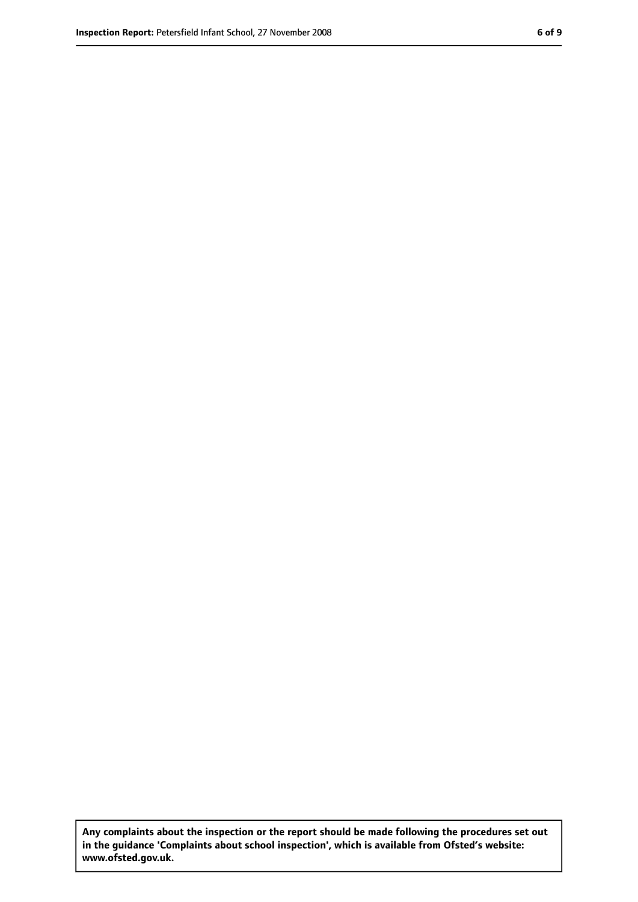**Any complaints about the inspection or the report should be made following the procedures set out in the guidance 'Complaints about school inspection', which is available from Ofsted's website: www.ofsted.gov.uk.**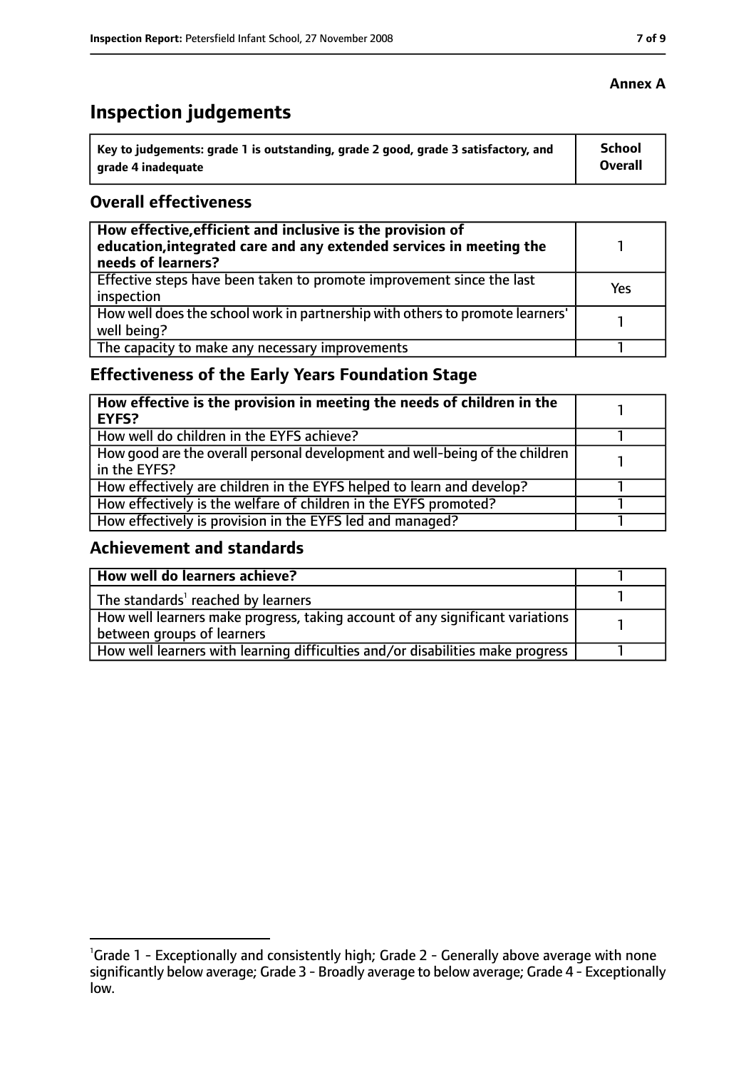**Annex A**

# Inspection judgements

| Key to judgements: grade 1 is outstanding, grade 2 good, grade 3 satisfactory, and grade 4 inadequate | School Overall |
|---|---|

## Overall effectiveness

| | |
|---|---|
| **How effective, efficient and inclusive is the provision of education, integrated care and any extended services in meeting the needs of learners?** | 1 |
| Effective steps have been taken to promote improvement since the last inspection | Yes |
| How well does the school work in partnership with others to promote learners' well being? | 1 |
| The capacity to make any necessary improvements | 1 |

## Effectiveness of the Early Years Foundation Stage

| | |
|---|---|
| **How effective is the provision in meeting the needs of children in the EYFS?** | 1 |
| How well do children in the EYFS achieve? | 1 |
| How good are the overall personal development and well-being of the children in the EYFS? | 1 |
| How effectively are children in the EYFS helped to learn and develop? | 1 |
| How effectively is the welfare of children in the EYFS promoted? | 1 |
| How effectively is provision in the EYFS led and managed? | 1 |

## Achievement and standards

| | |
|---|---|
| **How well do learners achieve?** | 1 |
| The standards[1] reached by learners | 1 |
| How well learners make progress, taking account of any significant variations between groups of learners | 1 |
| How well learners with learning difficulties and/or disabilities make progress | 1 |

[1]Grade 1 - Exceptionally and consistently high; Grade 2 - Generally above average with none significantly below average; Grade 3 - Broadly average to below average; Grade 4 - Exceptionally low.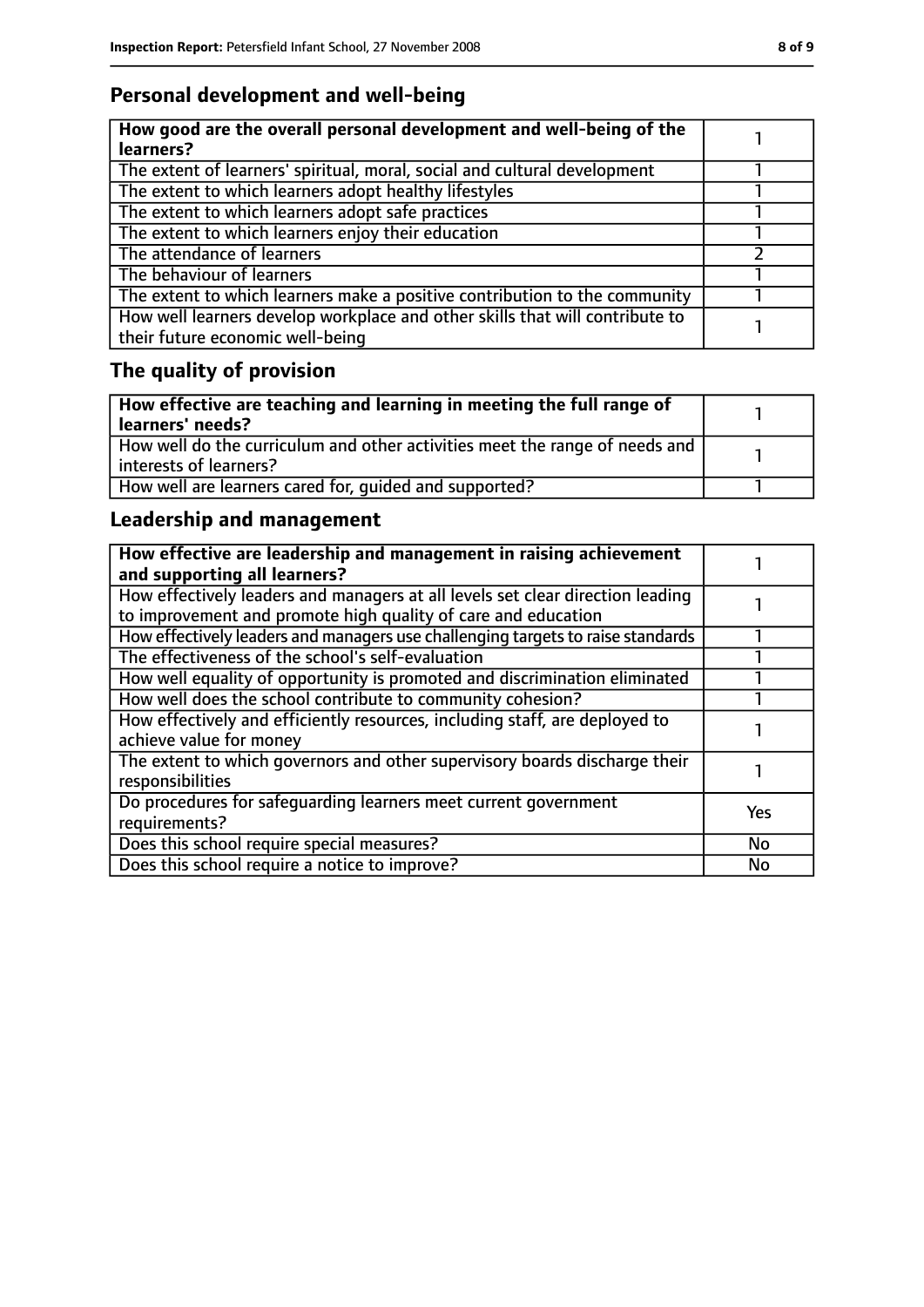## Personal development and well-being

| **How good are the overall personal development and well-being of the learners?** | 1 |
|---|---|
| The extent of learners' spiritual, moral, social and cultural development | 1 |
| The extent to which learners adopt healthy lifestyles | 1 |
| The extent to which learners adopt safe practices | 1 |
| The extent to which learners enjoy their education | 1 |
| The attendance of learners | 2 |
| The behaviour of learners | 1 |
| The extent to which learners make a positive contribution to the community | 1 |
| How well learners develop workplace and other skills that will contribute to their future economic well-being | 1 |

## The quality of provision

| **How effective are teaching and learning in meeting the full range of learners' needs?** | 1 |
|---|---|
| How well do the curriculum and other activities meet the range of needs and interests of learners? | 1 |
| How well are learners cared for, guided and supported? | 1 |

## Leadership and management

| **How effective are leadership and management in raising achievement and supporting all learners?** | 1 |
|---|---|
| How effectively leaders and managers at all levels set clear direction leading to improvement and promote high quality of care and education | 1 |
| How effectively leaders and managers use challenging targets to raise standards | 1 |
| The effectiveness of the school's self-evaluation | 1 |
| How well equality of opportunity is promoted and discrimination eliminated | 1 |
| How well does the school contribute to community cohesion? | 1 |
| How effectively and efficiently resources, including staff, are deployed to achieve value for money | 1 |
| The extent to which governors and other supervisory boards discharge their responsibilities | 1 |
| Do procedures for safeguarding learners meet current government requirements? | Yes |
| Does this school require special measures? | No |
| Does this school require a notice to improve? | No |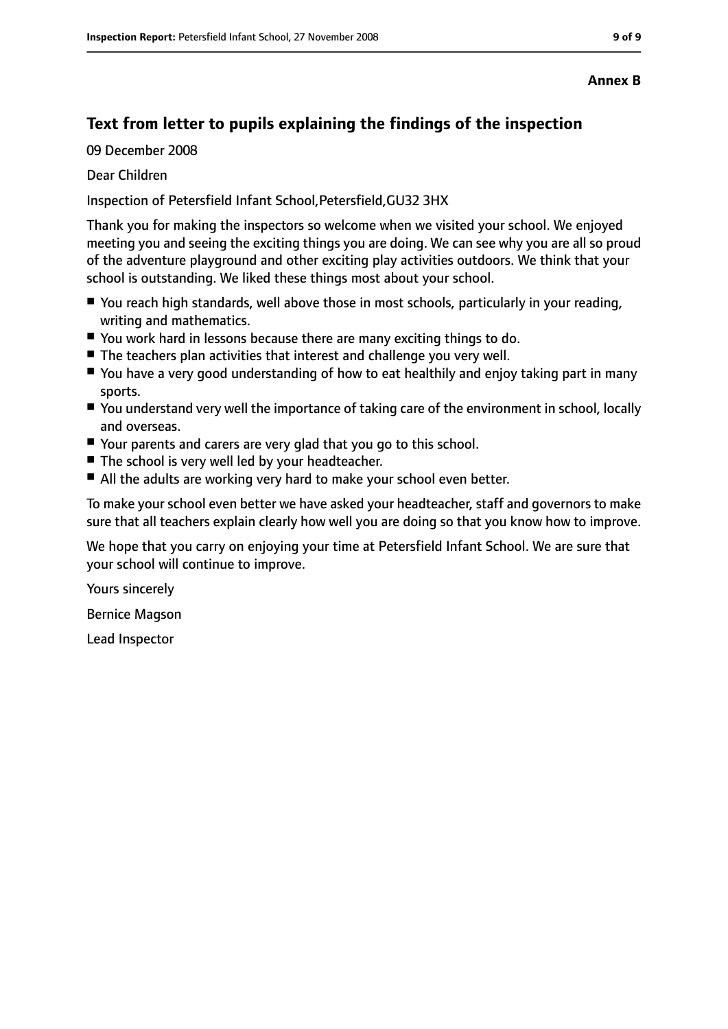**Annex B**

## Text from letter to pupils explaining the findings of the inspection

09 December 2008

Dear Children

Inspection of Petersfield Infant School,Petersfield,GU32 3HX

Thank you for making the inspectors so welcome when we visited your school. We enjoyed meeting you and seeing the exciting things you are doing. We can see why you are all so proud of the adventure playground and other exciting play activities outdoors. We think that your school is outstanding. We liked these things most about your school.

- You reach high standards, well above those in most schools, particularly in your reading, writing and mathematics.
- You work hard in lessons because there are many exciting things to do.
- The teachers plan activities that interest and challenge you very well.
- You have a very good understanding of how to eat healthily and enjoy taking part in many sports.
- You understand very well the importance of taking care of the environment in school, locally and overseas.
- Your parents and carers are very glad that you go to this school.
- The school is very well led by your headteacher.
- All the adults are working very hard to make your school even better.

To make your school even better we have asked your headteacher, staff and governors to make sure that all teachers explain clearly how well you are doing so that you know how to improve.

We hope that you carry on enjoying your time at Petersfield Infant School. We are sure that your school will continue to improve.

Yours sincerely

Bernice Magson

Lead Inspector